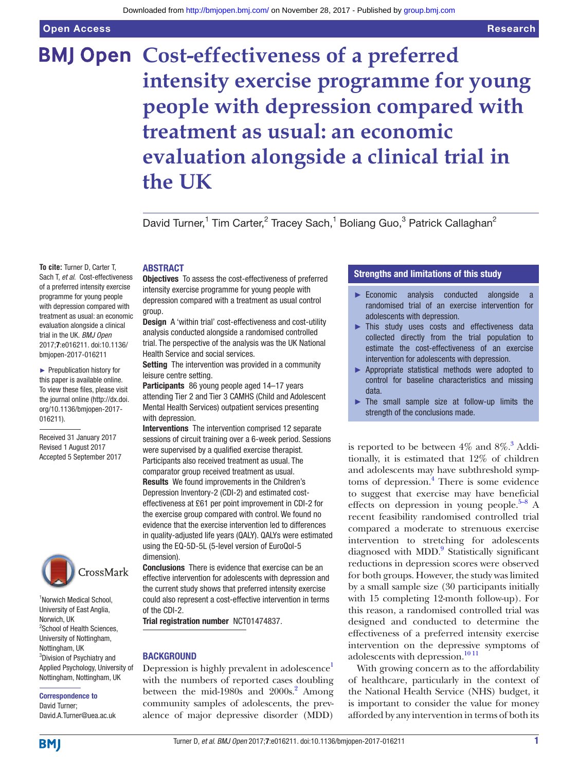Open Access | Research

# Cost-effectiveness of a preferred intensity exercise programme for young people with depression compared with treatment as usual: an economic evaluation alongside a clinical trial in the UK

David Turner,[1] Tim Carter,[2] Tracey Sach,[1] Boliang Guo,[3] Patrick Callaghan[2]

**To cite:** Turner D, Carter T, Sach T, *et al.* Cost-effectiveness of a preferred intensity exercise programme for young people with depression compared with treatment as usual: an economic evaluation alongside a clinical trial in the UK. *BMJ Open* 2017;**7**:e016211. doi:10.1136/bmjopen-2017-016211

► Prepublication history for this paper is available online. To view these files, please visit the journal online (http://dx.doi.org/10.1136/bmjopen-2017-016211).

Received 31 January 2017
Revised 1 August 2017
Accepted 5 September 2017

[1]Norwich Medical School, University of East Anglia, Norwich, UK
[2]School of Health Sciences, University of Nottingham, Nottingham, UK
[3]Division of Psychiatry and Applied Psychology, University of Nottingham, Nottingham, UK

**Correspondence to**
David Turner;
David.A.Turner@uea.ac.uk

## ABSTRACT

**Objectives** To assess the cost-effectiveness of preferred intensity exercise programme for young people with depression compared with a treatment as usual control group.

**Design** A 'within trial' cost-effectiveness and cost-utility analysis conducted alongside a randomised controlled trial. The perspective of the analysis was the UK National Health Service and social services.

**Setting** The intervention was provided in a community leisure centre setting.

**Participants** 86 young people aged 14–17 years attending Tier 2 and Tier 3 CAMHS (Child and Adolescent Mental Health Services) outpatient services presenting with depression.

**Interventions** The intervention comprised 12 separate sessions of circuit training over a 6-week period. Sessions were supervised by a qualified exercise therapist. Participants also received treatment as usual. The comparator group received treatment as usual.

**Results** We found improvements in the Children's Depression Inventory-2 (CDI-2) and estimated cost-effectiveness at £61 per point improvement in CDI-2 for the exercise group compared with control. We found no evidence that the exercise intervention led to differences in quality-adjusted life years (QALY). QALYs were estimated using the EQ-5D-5L (5-level version of EuroQol-5 dimension).

**Conclusions** There is evidence that exercise can be an effective intervention for adolescents with depression and the current study shows that preferred intensity exercise could also represent a cost-effective intervention in terms of the CDI-2.

**Trial registration number** NCT01474837.

## Strengths and limitations of this study

- ► Economic analysis conducted alongside a randomised trial of an exercise intervention for adolescents with depression.
- ► This study uses costs and effectiveness data collected directly from the trial population to estimate the cost-effectiveness of an exercise intervention for adolescents with depression.
- ► Appropriate statistical methods were adopted to control for baseline characteristics and missing data.
- ► The small sample size at follow-up limits the strength of the conclusions made.

## BACKGROUND

Depression is highly prevalent in adolescence[1] with the numbers of reported cases doubling between the mid-1980s and 2000s.[2] Among community samples of adolescents, the prevalence of major depressive disorder (MDD) is reported to be between 4% and 8%.[3] Additionally, it is estimated that 12% of children and adolescents may have subthreshold symptoms of depression.[4] There is some evidence to suggest that exercise may have beneficial effects on depression in young people.[5–8] A recent feasibility randomised controlled trial compared a moderate to strenuous exercise intervention to stretching for adolescents diagnosed with MDD.[9] Statistically significant reductions in depression scores were observed for both groups. However, the study was limited by a small sample size (30 participants initially with 15 completing 12-month follow-up). For this reason, a randomised controlled trial was designed and conducted to determine the effectiveness of a preferred intensity exercise intervention on the depressive symptoms of adolescents with depression.[10,11]

With growing concern as to the affordability of healthcare, particularly in the context of the National Health Service (NHS) budget, it is important to consider the value for money afforded by any intervention in terms of both its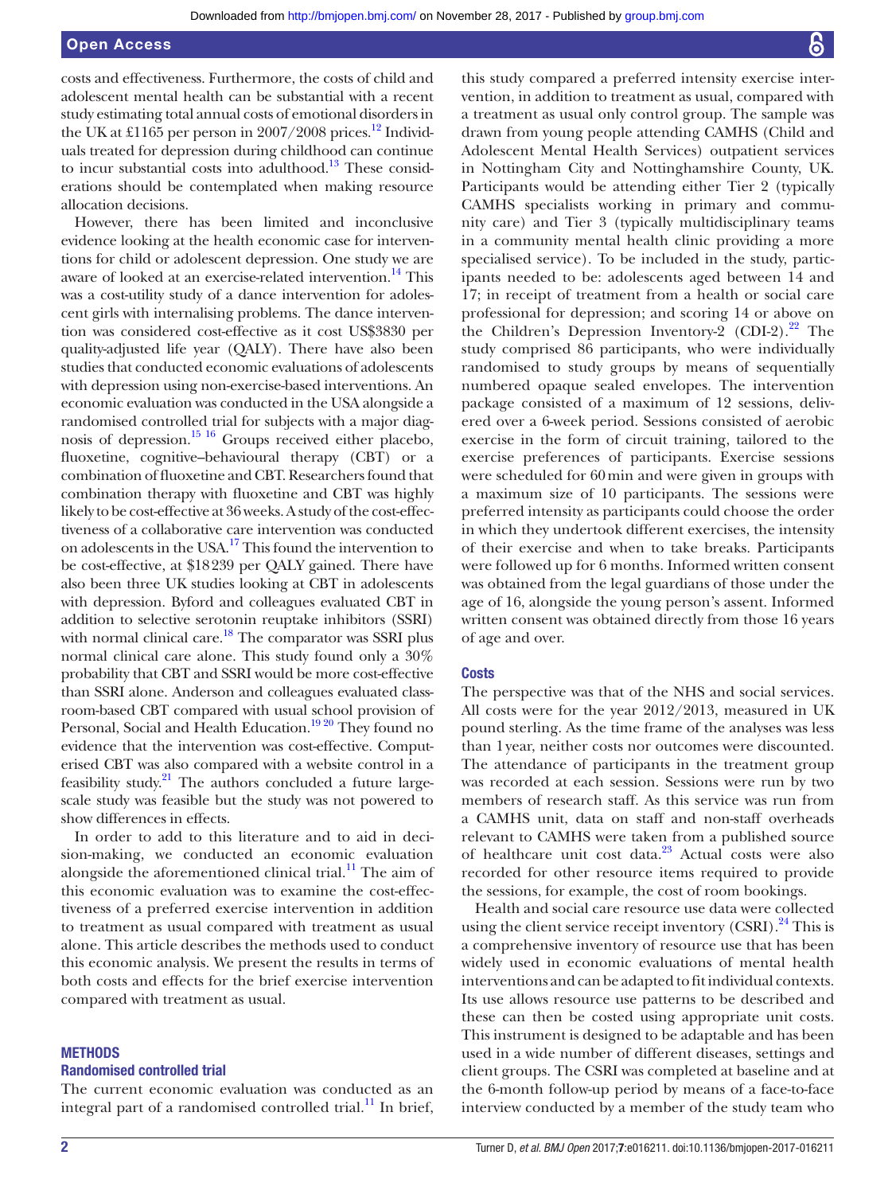costs and effectiveness. Furthermore, the costs of child and adolescent mental health can be substantial with a recent study estimating total annual costs of emotional disorders in the UK at £1165 per person in 2007/2008 prices.[12] Individuals treated for depression during childhood can continue to incur substantial costs into adulthood.[13] These considerations should be contemplated when making resource allocation decisions.

However, there has been limited and inconclusive evidence looking at the health economic case for interventions for child or adolescent depression. One study we are aware of looked at an exercise-related intervention.[14] This was a cost-utility study of a dance intervention for adolescent girls with internalising problems. The dance intervention was considered cost-effective as it cost US$3830 per quality-adjusted life year (QALY). There have also been studies that conducted economic evaluations of adolescents with depression using non-exercise-based interventions. An economic evaluation was conducted in the USA alongside a randomised controlled trial for subjects with a major diagnosis of depression.[15 16] Groups received either placebo, fluoxetine, cognitive–behavioural therapy (CBT) or a combination of fluoxetine and CBT. Researchers found that combination therapy with fluoxetine and CBT was highly likely to be cost-effective at 36 weeks. A study of the cost-effectiveness of a collaborative care intervention was conducted on adolescents in the USA.[17] This found the intervention to be cost-effective, at $18 239 per QALY gained. There have also been three UK studies looking at CBT in adolescents with depression. Byford and colleagues evaluated CBT in addition to selective serotonin reuptake inhibitors (SSRI) with normal clinical care.[18] The comparator was SSRI plus normal clinical care alone. This study found only a 30% probability that CBT and SSRI would be more cost-effective than SSRI alone. Anderson and colleagues evaluated classroom-based CBT compared with usual school provision of Personal, Social and Health Education.[19 20] They found no evidence that the intervention was cost-effective. Computerised CBT was also compared with a website control in a feasibility study.[21] The authors concluded a future large-scale study was feasible but the study was not powered to show differences in effects.

In order to add to this literature and to aid in decision-making, we conducted an economic evaluation alongside the aforementioned clinical trial.[11] The aim of this economic evaluation was to examine the cost-effectiveness of a preferred exercise intervention in addition to treatment as usual compared with treatment as usual alone. This article describes the methods used to conduct this economic analysis. We present the results in terms of both costs and effects for the brief exercise intervention compared with treatment as usual.

## METHODS

### Randomised controlled trial

The current economic evaluation was conducted as an integral part of a randomised controlled trial.[11] In brief, this study compared a preferred intensity exercise intervention, in addition to treatment as usual, compared with a treatment as usual only control group. The sample was drawn from young people attending CAMHS (Child and Adolescent Mental Health Services) outpatient services in Nottingham City and Nottinghamshire County, UK. Participants would be attending either Tier 2 (typically CAMHS specialists working in primary and community care) and Tier 3 (typically multidisciplinary teams in a community mental health clinic providing a more specialised service). To be included in the study, participants needed to be: adolescents aged between 14 and 17; in receipt of treatment from a health or social care professional for depression; and scoring 14 or above on the Children's Depression Inventory-2 (CDI-2).[22] The study comprised 86 participants, who were individually randomised to study groups by means of sequentially numbered opaque sealed envelopes. The intervention package consisted of a maximum of 12 sessions, delivered over a 6-week period. Sessions consisted of aerobic exercise in the form of circuit training, tailored to the exercise preferences of participants. Exercise sessions were scheduled for 60 min and were given in groups with a maximum size of 10 participants. The sessions were preferred intensity as participants could choose the order in which they undertook different exercises, the intensity of their exercise and when to take breaks. Participants were followed up for 6 months. Informed written consent was obtained from the legal guardians of those under the age of 16, alongside the young person's assent. Informed written consent was obtained directly from those 16 years of age and over.

### Costs

The perspective was that of the NHS and social services. All costs were for the year 2012/2013, measured in UK pound sterling. As the time frame of the analyses was less than 1 year, neither costs nor outcomes were discounted. The attendance of participants in the treatment group was recorded at each session. Sessions were run by two members of research staff. As this service was run from a CAMHS unit, data on staff and non-staff overheads relevant to CAMHS were taken from a published source of healthcare unit cost data.[23] Actual costs were also recorded for other resource items required to provide the sessions, for example, the cost of room bookings.

Health and social care resource use data were collected using the client service receipt inventory (CSRI).[24] This is a comprehensive inventory of resource use that has been widely used in economic evaluations of mental health interventions and can be adapted to fit individual contexts. Its use allows resource use patterns to be described and these can then be costed using appropriate unit costs. This instrument is designed to be adaptable and has been used in a wide number of different diseases, settings and client groups. The CSRI was completed at baseline and at the 6-month follow-up period by means of a face-to-face interview conducted by a member of the study team who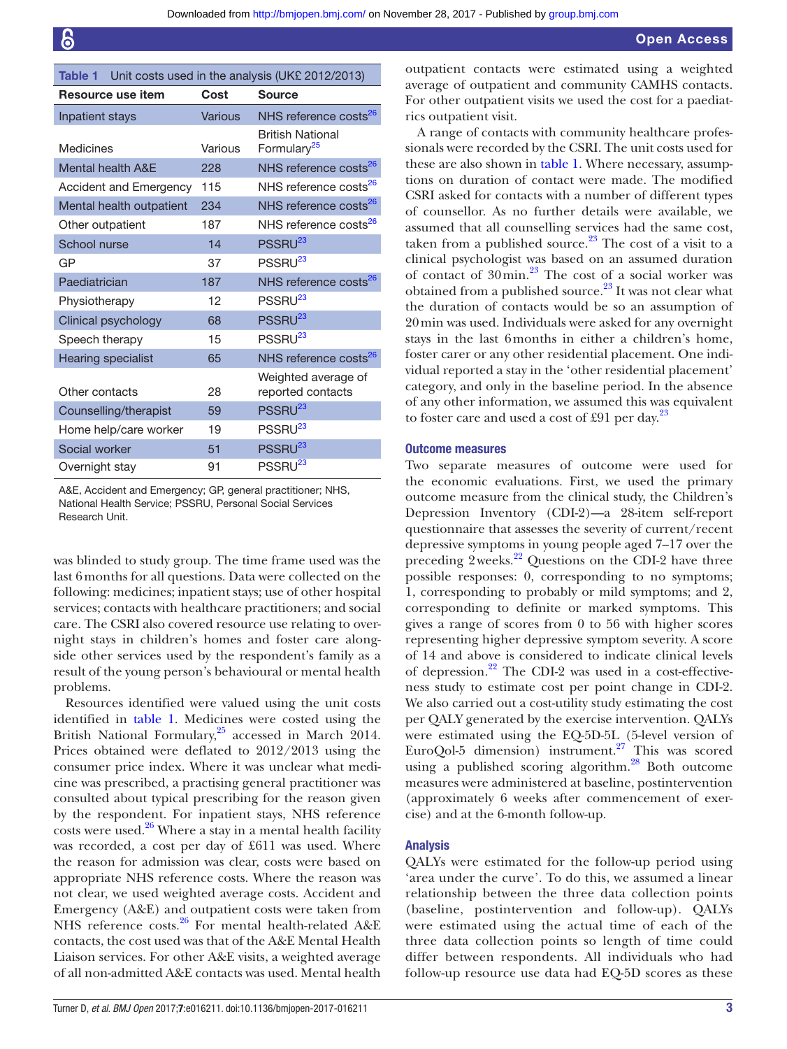**Table 1** Unit costs used in the analysis (UK£ 2012/2013)

| Resource use item | Cost | Source |
|---|---|---|
| Inpatient stays | Various | NHS reference costs[26] |
| Medicines | Various | British National Formulary[25] |
| Mental health A&E | 228 | NHS reference costs[26] |
| Accident and Emergency | 115 | NHS reference costs[26] |
| Mental health outpatient | 234 | NHS reference costs[26] |
| Other outpatient | 187 | NHS reference costs[26] |
| School nurse | 14 | PSSRU[23] |
| GP | 37 | PSSRU[23] |
| Paediatrician | 187 | NHS reference costs[26] |
| Physiotherapy | 12 | PSSRU[23] |
| Clinical psychology | 68 | PSSRU[23] |
| Speech therapy | 15 | PSSRU[23] |
| Hearing specialist | 65 | NHS reference costs[26] |
| Other contacts | 28 | Weighted average of reported contacts |
| Counselling/therapist | 59 | PSSRU[23] |
| Home help/care worker | 19 | PSSRU[23] |
| Social worker | 51 | PSSRU[23] |
| Overnight stay | 91 | PSSRU[23] |

A&E, Accident and Emergency; GP, general practitioner; NHS, National Health Service; PSSRU, Personal Social Services Research Unit.

was blinded to study group. The time frame used was the last 6 months for all questions. Data were collected on the following: medicines; inpatient stays; use of other hospital services; contacts with healthcare practitioners; and social care. The CSRI also covered resource use relating to overnight stays in children's homes and foster care alongside other services used by the respondent's family as a result of the young person's behavioural or mental health problems.

Resources identified were valued using the unit costs identified in table 1. Medicines were costed using the British National Formulary,[25] accessed in March 2014. Prices obtained were deflated to 2012/2013 using the consumer price index. Where it was unclear what medicine was prescribed, a practising general practitioner was consulted about typical prescribing for the reason given by the respondent. For inpatient stays, NHS reference costs were used.[26] Where a stay in a mental health facility was recorded, a cost per day of £611 was used. Where the reason for admission was clear, costs were based on appropriate NHS reference costs. Where the reason was not clear, we used weighted average costs. Accident and Emergency (A&E) and outpatient costs were taken from NHS reference costs.[26] For mental health-related A&E contacts, the cost used was that of the A&E Mental Health Liaison services. For other A&E visits, a weighted average of all non-admitted A&E contacts was used. Mental health outpatient contacts were estimated using a weighted average of outpatient and community CAMHS contacts. For other outpatient visits we used the cost for a paediatrics outpatient visit.

A range of contacts with community healthcare professionals were recorded by the CSRI. The unit costs used for these are also shown in table 1. Where necessary, assumptions on duration of contact were made. The modified CSRI asked for contacts with a number of different types of counsellor. As no further details were available, we assumed that all counselling services had the same cost, taken from a published source.[23] The cost of a visit to a clinical psychologist was based on an assumed duration of contact of 30 min.[23] The cost of a social worker was obtained from a published source.[23] It was not clear what the duration of contacts would be so an assumption of 20 min was used. Individuals were asked for any overnight stays in the last 6 months in either a children's home, foster carer or any other residential placement. One individual reported a stay in the 'other residential placement' category, and only in the baseline period. In the absence of any other information, we assumed this was equivalent to foster care and used a cost of £91 per day.[23]

## Outcome measures

Two separate measures of outcome were used for the economic evaluations. First, we used the primary outcome measure from the clinical study, the Children's Depression Inventory (CDI-2)—a 28-item self-report questionnaire that assesses the severity of current/recent depressive symptoms in young people aged 7–17 over the preceding 2 weeks.[22] Questions on the CDI-2 have three possible responses: 0, corresponding to no symptoms; 1, corresponding to probably or mild symptoms; and 2, corresponding to definite or marked symptoms. This gives a range of scores from 0 to 56 with higher scores representing higher depressive symptom severity. A score of 14 and above is considered to indicate clinical levels of depression.[22] The CDI-2 was used in a cost-effectiveness study to estimate cost per point change in CDI-2. We also carried out a cost-utility study estimating the cost per QALY generated by the exercise intervention. QALYs were estimated using the EQ-5D-5L (5-level version of EuroQol-5 dimension) instrument.[27] This was scored using a published scoring algorithm.[28] Both outcome measures were administered at baseline, postintervention (approximately 6 weeks after commencement of exercise) and at the 6-month follow-up.

## Analysis

QALYs were estimated for the follow-up period using 'area under the curve'. To do this, we assumed a linear relationship between the three data collection points (baseline, postintervention and follow-up). QALYs were estimated using the actual time of each of the three data collection points so length of time could differ between respondents. All individuals who had follow-up resource use data had EQ-5D scores as these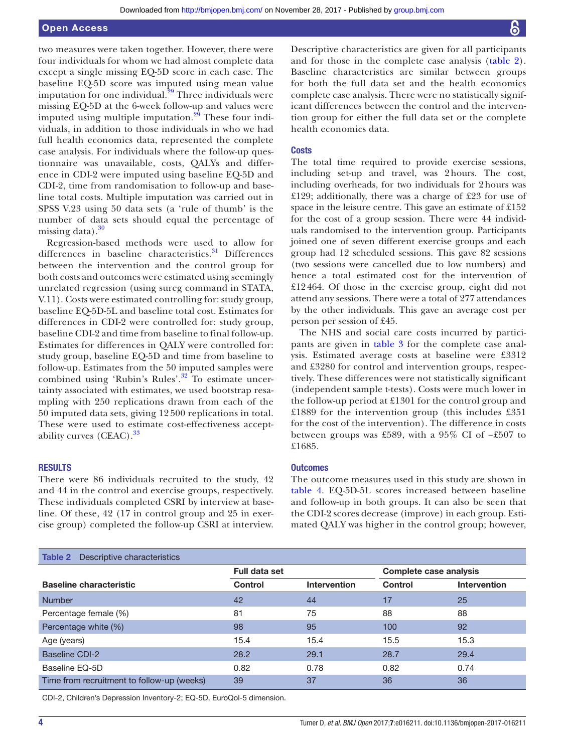two measures were taken together. However, there were four individuals for whom we had almost complete data except a single missing EQ-5D score in each case. The baseline EQ-5D score was imputed using mean value imputation for one individual.[29] Three individuals were missing EQ-5D at the 6-week follow-up and values were imputed using multiple imputation.[29] These four individuals, in addition to those individuals in who we had full health economics data, represented the complete case analysis. For individuals where the follow-up questionnaire was unavailable, costs, QALYs and difference in CDI-2 were imputed using baseline EQ-5D and CDI-2, time from randomisation to follow-up and baseline total costs. Multiple imputation was carried out in SPSS V.23 using 50 data sets (a 'rule of thumb' is the number of data sets should equal the percentage of missing data).[30]

Regression-based methods were used to allow for differences in baseline characteristics.[31] Differences between the intervention and the control group for both costs and outcomes were estimated using seemingly unrelated regression (using sureg command in STATA, V.11). Costs were estimated controlling for: study group, baseline EQ-5D-5L and baseline total cost. Estimates for differences in CDI-2 were controlled for: study group, baseline CDI-2 and time from baseline to final follow-up. Estimates for differences in QALY were controlled for: study group, baseline EQ-5D and time from baseline to follow-up. Estimates from the 50 imputed samples were combined using 'Rubin's Rules'.[32] To estimate uncertainty associated with estimates, we used bootstrap resampling with 250 replications drawn from each of the 50 imputed data sets, giving 12 500 replications in total. These were used to estimate cost-effectiveness acceptability curves (CEAC).[33]

## RESULTS

There were 86 individuals recruited to the study, 42 and 44 in the control and exercise groups, respectively. These individuals completed CSRI by interview at baseline. Of these, 42 (17 in control group and 25 in exercise group) completed the follow-up CSRI at interview. Descriptive characteristics are given for all participants and for those in the complete case analysis (table 2). Baseline characteristics are similar between groups for both the full data set and the health economics complete case analysis. There were no statistically significant differences between the control and the intervention group for either the full data set or the complete health economics data.

### Costs

The total time required to provide exercise sessions, including set-up and travel, was 2 hours. The cost, including overheads, for two individuals for 2 hours was £129; additionally, there was a charge of £23 for use of space in the leisure centre. This gave an estimate of £152 for the cost of a group session. There were 44 individuals randomised to the intervention group. Participants joined one of seven different exercise groups and each group had 12 scheduled sessions. This gave 82 sessions (two sessions were cancelled due to low numbers) and hence a total estimated cost for the intervention of £12 464. Of those in the exercise group, eight did not attend any sessions. There were a total of 277 attendances by the other individuals. This gave an average cost per person per session of £45.

The NHS and social care costs incurred by participants are given in table 3 for the complete case analysis. Estimated average costs at baseline were £3312 and £3280 for control and intervention groups, respectively. These differences were not statistically significant (independent sample t-tests). Costs were much lower in the follow-up period at £1301 for the control group and £1889 for the intervention group (this includes £351 for the cost of the intervention). The difference in costs between groups was £589, with a 95% CI of −£507 to £1685.

### Outcomes

The outcome measures used in this study are shown in table 4. EQ-5D-5L scores increased between baseline and follow-up in both groups. It can also be seen that the CDI-2 scores decrease (improve) in each group. Estimated QALY was higher in the control group; however,

**Table 2** Descriptive characteristics

| | Full data set | | Complete case analysis | |
|---|---|---|---|---|
| **Baseline characteristic** | **Control** | **Intervention** | **Control** | **Intervention** |
| Number | 42 | 44 | 17 | 25 |
| Percentage female (%) | 81 | 75 | 88 | 88 |
| Percentage white (%) | 98 | 95 | 100 | 92 |
| Age (years) | 15.4 | 15.4 | 15.5 | 15.3 |
| Baseline CDI-2 | 28.2 | 29.1 | 28.7 | 29.4 |
| Baseline EQ-5D | 0.82 | 0.78 | 0.82 | 0.74 |
| Time from recruitment to follow-up (weeks) | 39 | 37 | 36 | 36 |

CDI-2, Children's Depression Inventory-2; EQ-5D, EuroQol-5 dimension.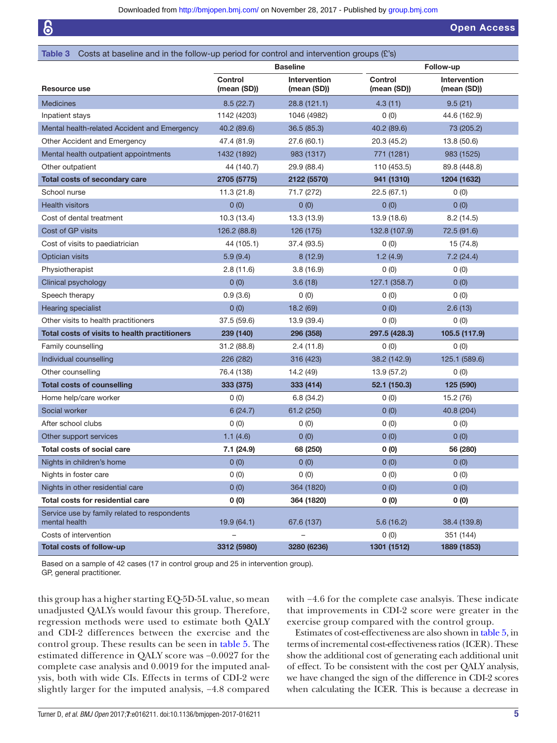**Table 3** Costs at baseline and in the follow-up period for control and intervention groups (£'s)

| Resource use | Baseline | | Follow-up | |
|---|---|---|---|---|
| | Control (mean (SD)) | Intervention (mean (SD)) | Control (mean (SD)) | Intervention (mean (SD)) |
| Medicines | 8.5 (22.7) | 28.8 (121.1) | 4.3 (11) | 9.5 (21) |
| Inpatient stays | 1142 (4203) | 1046 (4982) | 0 (0) | 44.6 (162.9) |
| Mental health-related Accident and Emergency | 40.2 (89.6) | 36.5 (85.3) | 40.2 (89.6) | 73 (205.2) |
| Other Accident and Emergency | 47.4 (81.9) | 27.6 (60.1) | 20.3 (45.2) | 13.8 (50.6) |
| Mental health outpatient appointments | 1432 (1892) | 983 (1317) | 771 (1281) | 983 (1525) |
| Other outpatient | 44 (140.7) | 29.9 (88.4) | 110 (453.5) | 89.8 (448.8) |
| **Total costs of secondary care** | **2705 (5775)** | **2122 (5570)** | **941 (1310)** | **1204 (1632)** |
| School nurse | 11.3 (21.8) | 71.7 (272) | 22.5 (67.1) | 0 (0) |
| Health visitors | 0 (0) | 0 (0) | 0 (0) | 0 (0) |
| Cost of dental treatment | 10.3 (13.4) | 13.3 (13.9) | 13.9 (18.6) | 8.2 (14.5) |
| Cost of GP visits | 126.2 (88.8) | 126 (175) | 132.8 (107.9) | 72.5 (91.6) |
| Cost of visits to paediatrician | 44 (105.1) | 37.4 (93.5) | 0 (0) | 15 (74.8) |
| Optician visits | 5.9 (9.4) | 8 (12.9) | 1.2 (4.9) | 7.2 (24.4) |
| Physiotherapist | 2.8 (11.6) | 3.8 (16.9) | 0 (0) | 0 (0) |
| Clinical psychology | 0 (0) | 3.6 (18) | 127.1 (358.7) | 0 (0) |
| Speech therapy | 0.9 (3.6) | 0 (0) | 0 (0) | 0 (0) |
| Hearing specialist | 0 (0) | 18.2 (69) | 0 (0) | 2.6 (13) |
| Other visits to health practitioners | 37.5 (59.6) | 13.9 (39.4) | 0 (0) | 0 (0) |
| **Total costs of visits to health practitioners** | **239 (140)** | **296 (358)** | **297.5 (428.3)** | **105.5 (117.9)** |
| Family counselling | 31.2 (88.8) | 2.4 (11.8) | 0 (0) | 0 (0) |
| Individual counselling | 226 (282) | 316 (423) | 38.2 (142.9) | 125.1 (589.6) |
| Other counselling | 76.4 (138) | 14.2 (49) | 13.9 (57.2) | 0 (0) |
| **Total costs of counselling** | **333 (375)** | **333 (414)** | **52.1 (150.3)** | **125 (590)** |
| Home help/care worker | 0 (0) | 6.8 (34.2) | 0 (0) | 15.2 (76) |
| Social worker | 6 (24.7) | 61.2 (250) | 0 (0) | 40.8 (204) |
| After school clubs | 0 (0) | 0 (0) | 0 (0) | 0 (0) |
| Other support services | 1.1 (4.6) | 0 (0) | 0 (0) | 0 (0) |
| **Total costs of social care** | **7.1 (24.9)** | **68 (250)** | **0 (0)** | **56 (280)** |
| Nights in children's home | 0 (0) | 0 (0) | 0 (0) | 0 (0) |
| Nights in foster care | 0 (0) | 0 (0) | 0 (0) | 0 (0) |
| Nights in other residential care | 0 (0) | 364 (1820) | 0 (0) | 0 (0) |
| **Total costs for residential care** | **0 (0)** | **364 (1820)** | **0 (0)** | **0 (0)** |
| Service use by family related to respondents mental health | 19.9 (64.1) | 67.6 (137) | 5.6 (16.2) | 38.4 (139.8) |
| Costs of intervention | – | – | 0 (0) | 351 (144) |
| **Total costs of follow-up** | **3312 (5980)** | **3280 (6236)** | **1301 (1512)** | **1889 (1853)** |

Based on a sample of 42 cases (17 in control group and 25 in intervention group).
GP, general practitioner.

this group has a higher starting EQ-5D-5L value, so mean unadjusted QALYs would favour this group. Therefore, regression methods were used to estimate both QALY and CDI-2 differences between the exercise and the control group. These results can be seen in table 5. The estimated difference in QALY score was −0.0027 for the complete case analysis and 0.0019 for the imputed analysis, both with wide CIs. Effects in terms of CDI-2 were slightly larger for the imputed analysis, −4.8 compared with −4.6 for the complete case analaysis. These indicate that improvements in CDI-2 score were greater in the exercise group compared with the control group.

Estimates of cost-effectiveness are also shown in table 5, in terms of incremental cost-effectiveness ratios (ICER). These show the additional cost of generating each additional unit of effect. To be consistent with the cost per QALY analysis, we have changed the sign of the difference in CDI-2 scores when calculating the ICER. This is because a decrease in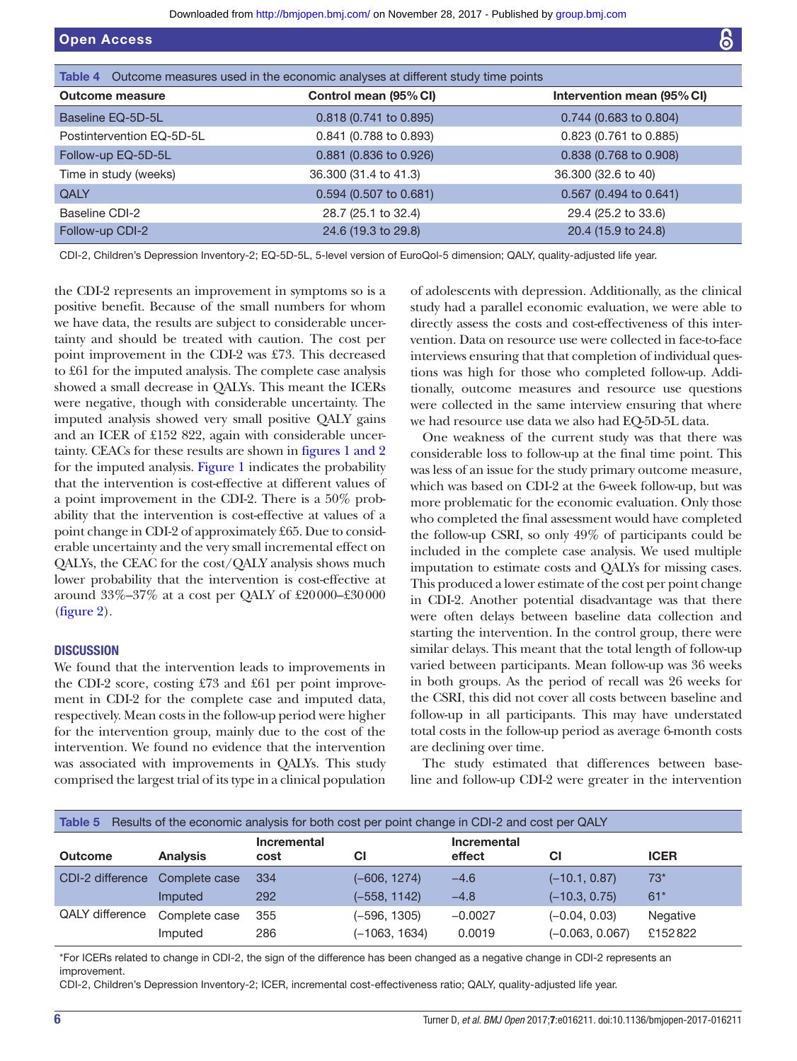**Table 4** Outcome measures used in the economic analyses at different study time points

| Outcome measure | Control mean (95% CI) | Intervention mean (95% CI) |
|---|---|---|
| Baseline EQ-5D-5L | 0.818 (0.741 to 0.895) | 0.744 (0.683 to 0.804) |
| Postintervention EQ-5D-5L | 0.841 (0.788 to 0.893) | 0.823 (0.761 to 0.885) |
| Follow-up EQ-5D-5L | 0.881 (0.836 to 0.926) | 0.838 (0.768 to 0.908) |
| Time in study (weeks) | 36.300 (31.4 to 41.3) | 36.300 (32.6 to 40) |
| QALY | 0.594 (0.507 to 0.681) | 0.567 (0.494 to 0.641) |
| Baseline CDI-2 | 28.7 (25.1 to 32.4) | 29.4 (25.2 to 33.6) |
| Follow-up CDI-2 | 24.6 (19.3 to 29.8) | 20.4 (15.9 to 24.8) |

CDI-2, Children's Depression Inventory-2; EQ-5D-5L, 5-level version of EuroQol-5 dimension; QALY, quality-adjusted life year.

the CDI-2 represents an improvement in symptoms so is a positive benefit. Because of the small numbers for whom we have data, the results are subject to considerable uncertainty and should be treated with caution. The cost per point improvement in the CDI-2 was £73. This decreased to £61 for the imputed analysis. The complete case analysis showed a small decrease in QALYs. This meant the ICERs were negative, though with considerable uncertainty. The imputed analysis showed very small positive QALY gains and an ICER of £152 822, again with considerable uncertainty. CEACs for these results are shown in figures 1 and 2 for the imputed analysis. Figure 1 indicates the probability that the intervention is cost-effective at different values of a point improvement in the CDI-2. There is a 50% probability that the intervention is cost-effective at values of a point change in CDI-2 of approximately £65. Due to considerable uncertainty and the very small incremental effect on QALYs, the CEAC for the cost/QALY analysis shows much lower probability that the intervention is cost-effective at around 33%–37% at a cost per QALY of £20000–£30000 (figure 2).

## DISCUSSION

We found that the intervention leads to improvements in the CDI-2 score, costing £73 and £61 per point improvement in CDI-2 for the complete case and imputed data, respectively. Mean costs in the follow-up period were higher for the intervention group, mainly due to the cost of the intervention. We found no evidence that the intervention was associated with improvements in QALYs. This study comprised the largest trial of its type in a clinical population of adolescents with depression. Additionally, as the clinical study had a parallel economic evaluation, we were able to directly assess the costs and cost-effectiveness of this intervention. Data on resource use were collected in face-to-face interviews ensuring that that completion of individual questions was high for those who completed follow-up. Additionally, outcome measures and resource use questions were collected in the same interview ensuring that where we had resource use data we also had EQ-5D-5L data.

One weakness of the current study was that there was considerable loss to follow-up at the final time point. This was less of an issue for the study primary outcome measure, which was based on CDI-2 at the 6-week follow-up, but was more problematic for the economic evaluation. Only those who completed the final assessment would have completed the follow-up CSRI, so only 49% of participants could be included in the complete case analysis. We used multiple imputation to estimate costs and QALYs for missing cases. This produced a lower estimate of the cost per point change in CDI-2. Another potential disadvantage was that there were often delays between baseline data collection and starting the intervention. In the control group, there were similar delays. This meant that the total length of follow-up varied between participants. Mean follow-up was 36 weeks in both groups. As the period of recall was 26 weeks for the CSRI, this did not cover all costs between baseline and follow-up in all participants. This may have understated total costs in the follow-up period as average 6-month costs are declining over time.

The study estimated that differences between baseline and follow-up CDI-2 were greater in the intervention

**Table 5** Results of the economic analysis for both cost per point change in CDI-2 and cost per QALY

| Outcome | Analysis | Incremental cost | CI | Incremental effect | CI | ICER |
|---|---|---|---|---|---|---|
| CDI-2 difference | Complete case | 334 | (−606, 1274) | −4.6 | (−10.1, 0.87) | 73* |
| | Imputed | 292 | (−558, 1142) | −4.8 | (−10.3, 0.75) | 61* |
| QALY difference | Complete case | 355 | (−596, 1305) | −0.0027 | (−0.04, 0.03) | Negative |
| | Imputed | 286 | (−1063, 1634) | 0.0019 | (−0.063, 0.067) | £152822 |

*For ICERs related to change in CDI-2, the sign of the difference has been changed as a negative change in CDI-2 represents an improvement.

CDI-2, Children's Depression Inventory-2; ICER, incremental cost-effectiveness ratio; QALY, quality-adjusted life year.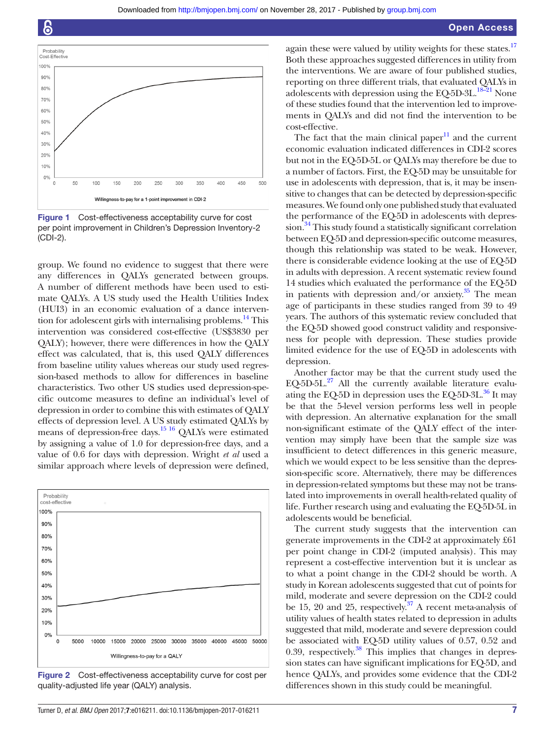Figure 1 Cost-effectiveness acceptability curve for cost per point improvement in Children's Depression Inventory-2 (CDI-2).

group. We found no evidence to suggest that there were any differences in QALYs generated between groups. A number of different methods have been used to estimate QALYs. A US study used the Health Utilities Index (HUI3) in an economic evaluation of a dance intervention for adolescent girls with internalising problems.[14] This intervention was considered cost-effective (US$3830 per QALY); however, there were differences in how the QALY effect was calculated, that is, this used QALY differences from baseline utility values whereas our study used regression-based methods to allow for differences in baseline characteristics. Two other US studies used depression-specific outcome measures to define an individual's level of depression in order to combine this with estimates of QALY effects of depression level. A US study estimated QALYs by means of depression-free days.[15 16] QALYs were estimated by assigning a value of 1.0 for depression-free days, and a value of 0.6 for days with depression. Wright *et al* used a similar approach where levels of depression were defined,

Figure 2 Cost-effectiveness acceptability curve for cost per quality-adjusted life year (QALY) analysis.

again these were valued by utility weights for these states.[17] Both these approaches suggested differences in utility from the interventions. We are aware of four published studies, reporting on three different trials, that evaluated QALYs in adolescents with depression using the EQ-5D-3L.[18–21] None of these studies found that the intervention led to improvements in QALYs and did not find the intervention to be cost-effective.

The fact that the main clinical paper[11] and the current economic evaluation indicated differences in CDI-2 scores but not in the EQ-5D-5L or QALYs may therefore be due to a number of factors. First, the EQ-5D may be unsuitable for use in adolescents with depression, that is, it may be insensitive to changes that can be detected by depression-specific measures. We found only one published study that evaluated the performance of the EQ-5D in adolescents with depression.[34] This study found a statistically significant correlation between EQ-5D and depression-specific outcome measures, though this relationship was stated to be weak. However, there is considerable evidence looking at the use of EQ-5D in adults with depression. A recent systematic review found 14 studies which evaluated the performance of the EQ-5D in patients with depression and/or anxiety.[35] The mean age of participants in these studies ranged from 39 to 49 years. The authors of this systematic review concluded that the EQ-5D showed good construct validity and responsiveness for people with depression. These studies provide limited evidence for the use of EQ-5D in adolescents with depression.

Another factor may be that the current study used the EQ-5D-5L.[27] All the currently available literature evaluating the EQ-5D in depression uses the EQ-5D-3L.[36] It may be that the 5-level version performs less well in people with depression. An alternative explanation for the small non-significant estimate of the QALY effect of the intervention may simply have been that the sample size was insufficient to detect differences in this generic measure, which we would expect to be less sensitive than the depression-specific score. Alternatively, there may be differences in depression-related symptoms but these may not be translated into improvements in overall health-related quality of life. Further research using and evaluating the EQ-5D-5L in adolescents would be beneficial.

The current study suggests that the intervention can generate improvements in the CDI-2 at approximately £61 per point change in CDI-2 (imputed analysis). This may represent a cost-effective intervention but it is unclear as to what a point change in the CDI-2 should be worth. A study in Korean adolescents suggested that cut of points for mild, moderate and severe depression on the CDI-2 could be 15, 20 and 25, respectively.[37] A recent meta-analysis of utility values of health states related to depression in adults suggested that mild, moderate and severe depression could be associated with EQ-5D utility values of 0.57, 0.52 and 0.39, respectively.[38] This implies that changes in depression states can have significant implications for EQ-5D, and hence QALYs, and provides some evidence that the CDI-2 differences shown in this study could be meaningful.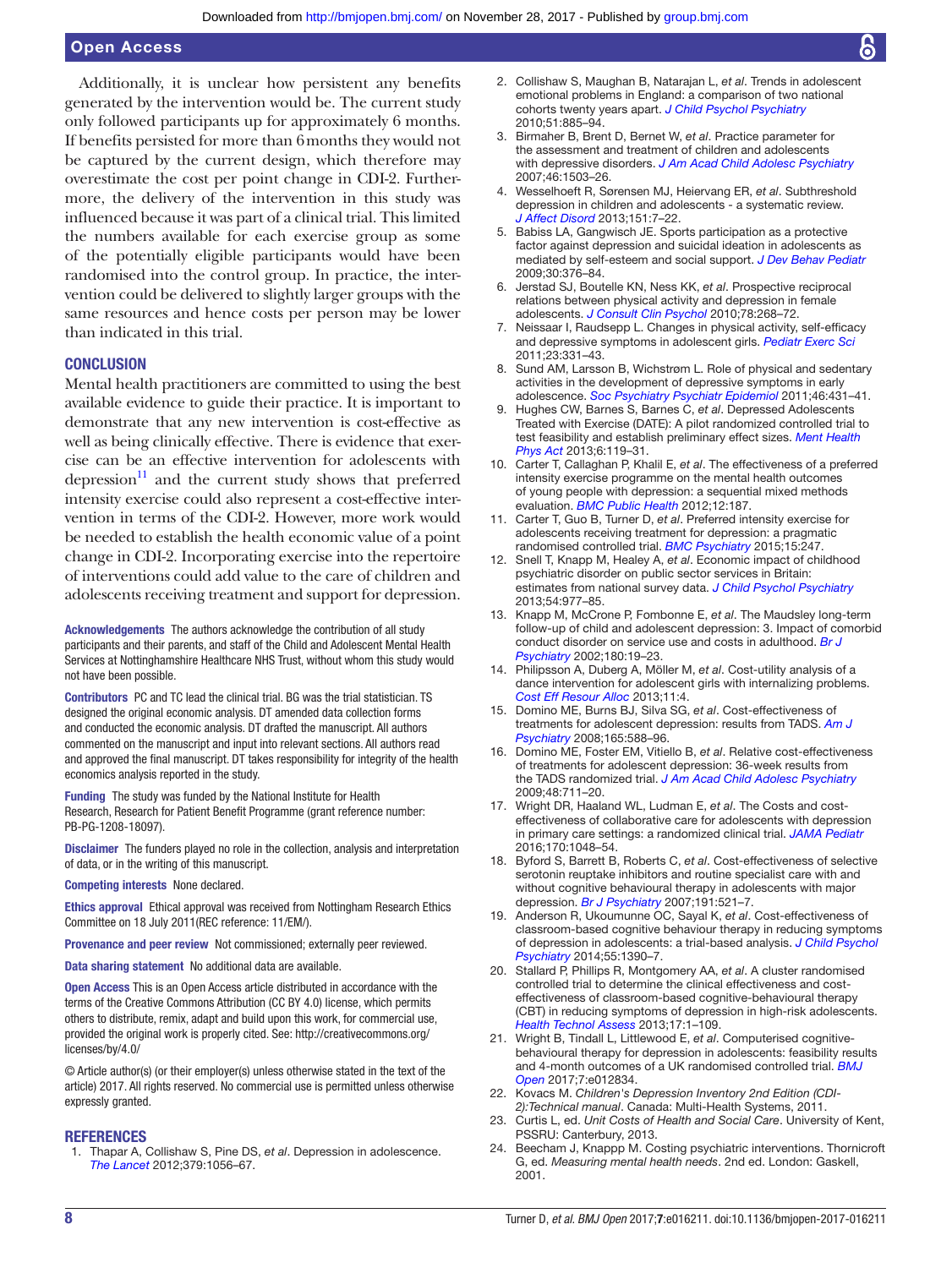Additionally, it is unclear how persistent any benefits generated by the intervention would be. The current study only followed participants up for approximately 6 months. If benefits persisted for more than 6 months they would not be captured by the current design, which therefore may overestimate the cost per point change in CDI-2. Furthermore, the delivery of the intervention in this study was influenced because it was part of a clinical trial. This limited the numbers available for each exercise group as some of the potentially eligible participants would have been randomised into the control group. In practice, the intervention could be delivered to slightly larger groups with the same resources and hence costs per person may be lower than indicated in this trial.

## CONCLUSION

Mental health practitioners are committed to using the best available evidence to guide their practice. It is important to demonstrate that any new intervention is cost-effective as well as being clinically effective. There is evidence that exercise can be an effective intervention for adolescents with depression[11] and the current study shows that preferred intensity exercise could also represent a cost-effective intervention in terms of the CDI-2. However, more work would be needed to establish the health economic value of a point change in CDI-2. Incorporating exercise into the repertoire of interventions could add value to the care of children and adolescents receiving treatment and support for depression.

**Acknowledgements** The authors acknowledge the contribution of all study participants and their parents, and staff of the Child and Adolescent Mental Health Services at Nottinghamshire Healthcare NHS Trust, without whom this study would not have been possible.

**Contributors** PC and TC lead the clinical trial. BG was the trial statistician. TS designed the original economic analysis. DT amended data collection forms and conducted the economic analysis. DT drafted the manuscript. All authors commented on the manuscript and input into relevant sections. All authors read and approved the final manuscript. DT takes responsibility for integrity of the health economics analysis reported in the study.

**Funding** The study was funded by the National Institute for Health Research, Research for Patient Benefit Programme (grant reference number: PB-PG-1208-18097).

**Disclaimer** The funders played no role in the collection, analysis and interpretation of data, or in the writing of this manuscript.

**Competing interests** None declared.

**Ethics approval** Ethical approval was received from Nottingham Research Ethics Committee on 18 July 2011(REC reference: 11/EM/).

**Provenance and peer review** Not commissioned; externally peer reviewed.

**Data sharing statement** No additional data are available.

**Open Access** This is an Open Access article distributed in accordance with the terms of the Creative Commons Attribution (CC BY 4.0) license, which permits others to distribute, remix, adapt and build upon this work, for commercial use, provided the original work is properly cited. See: http://creativecommons.org/licenses/by/4.0/

© Article author(s) (or their employer(s) unless otherwise stated in the text of the article) 2017. All rights reserved. No commercial use is permitted unless otherwise expressly granted.

## REFERENCES

1. Thapar A, Collishaw S, Pine DS, *et al*. Depression in adolescence. *The Lancet* 2012;379:1056–67.
2. Collishaw S, Maughan B, Natarajan L, *et al*. Trends in adolescent emotional problems in England: a comparison of two national cohorts twenty years apart. *J Child Psychol Psychiatry* 2010;51:885–94.
3. Birmaher B, Brent D, Bernet W, *et al*. Practice parameter for the assessment and treatment of children and adolescents with depressive disorders. *J Am Acad Child Adolesc Psychiatry* 2007;46:1503–26.
4. Wesselhoeft R, Sørensen MJ, Heiervang ER, *et al*. Subthreshold depression in children and adolescents - a systematic review. *J Affect Disord* 2013;151:7–22.
5. Babiss LA, Gangwisch JE. Sports participation as a protective factor against depression and suicidal ideation in adolescents as mediated by self-esteem and social support. *J Dev Behav Pediatr* 2009;30:376–84.
6. Jerstad SJ, Boutelle KN, Ness KK, *et al*. Prospective reciprocal relations between physical activity and depression in female adolescents. *J Consult Clin Psychol* 2010;78:268–72.
7. Neissaar I, Raudsepp L. Changes in physical activity, self-efficacy and depressive symptoms in adolescent girls. *Pediatr Exerc Sci* 2011;23:331–43.
8. Sund AM, Larsson B, Wichstrøm L. Role of physical and sedentary activities in the development of depressive symptoms in early adolescence. *Soc Psychiatry Psychiatr Epidemiol* 2011;46:431–41.
9. Hughes CW, Barnes S, Barnes C, *et al*. Depressed Adolescents Treated with Exercise (DATE): A pilot randomized controlled trial to test feasibility and establish preliminary effect sizes. *Ment Health Phys Act* 2013;6:119–31.
10. Carter T, Callaghan P, Khalil E, *et al*. The effectiveness of a preferred intensity exercise programme on the mental health outcomes of young people with depression: a sequential mixed methods evaluation. *BMC Public Health* 2012;12:187.
11. Carter T, Guo B, Turner D, *et al*. Preferred intensity exercise for adolescents receiving treatment for depression: a pragmatic randomised controlled trial. *BMC Psychiatry* 2015;15:247.
12. Snell T, Knapp M, Healey A, *et al*. Economic impact of childhood psychiatric disorder on public sector services in Britain: estimates from national survey data. *J Child Psychol Psychiatry* 2013;54:977–85.
13. Knapp M, McCrone P, Fombonne E, *et al*. The Maudsley long-term follow-up of child and adolescent depression: 3. Impact of comorbid conduct disorder on service use and costs in adulthood. *Br J Psychiatry* 2002;180:19–23.
14. Philipsson A, Duberg A, Möller M, *et al*. Cost-utility analysis of a dance intervention for adolescent girls with internalizing problems. *Cost Eff Resour Alloc* 2013;11:4.
15. Domino ME, Burns BJ, Silva SG, *et al*. Cost-effectiveness of treatments for adolescent depression: results from TADS. *Am J Psychiatry* 2008;165:588–96.
16. Domino ME, Foster EM, Vitiello B, *et al*. Relative cost-effectiveness of treatments for adolescent depression: 36-week results from the TADS randomized trial. *J Am Acad Child Adolesc Psychiatry* 2009;48:711–20.
17. Wright DR, Haaland WL, Ludman E, *et al*. The Costs and cost-effectiveness of collaborative care for adolescents with depression in primary care settings: a randomized clinical trial. *JAMA Pediatr* 2016;170:1048–54.
18. Byford S, Barrett B, Roberts C, *et al*. Cost-effectiveness of selective serotonin reuptake inhibitors and routine specialist care with and without cognitive behavioural therapy in adolescents with major depression. *Br J Psychiatry* 2007;191:521–7.
19. Anderson R, Ukoumunne OC, Sayal K, *et al*. Cost-effectiveness of classroom-based cognitive behaviour therapy in reducing symptoms of depression in adolescents: a trial-based analysis. *J Child Psychol Psychiatry* 2014;55:1390–7.
20. Stallard P, Phillips R, Montgomery AA, *et al*. A cluster randomised controlled trial to determine the clinical effectiveness and cost-effectiveness of classroom-based cognitive-behavioural therapy (CBT) in reducing symptoms of depression in high-risk adolescents. *Health Technol Assess* 2013;17:1–109.
21. Wright B, Tindall L, Littlewood E, *et al*. Computerised cognitive-behavioural therapy for depression in adolescents: feasibility results and 4-month outcomes of a UK randomised controlled trial. *BMJ Open* 2017;7:e012834.
22. Kovacs M. *Children's Depression Inventory 2nd Edition (CDI-2):Technical manual*. Canada: Multi-Health Systems, 2011.
23. Curtis L, ed. *Unit Costs of Health and Social Care*. University of Kent, PSSRU: Canterbury, 2013.
24. Beecham J, Knappp M. Costing psychiatric interventions. Thornicroft G, ed. *Measuring mental health needs*. 2nd ed. London: Gaskell, 2001.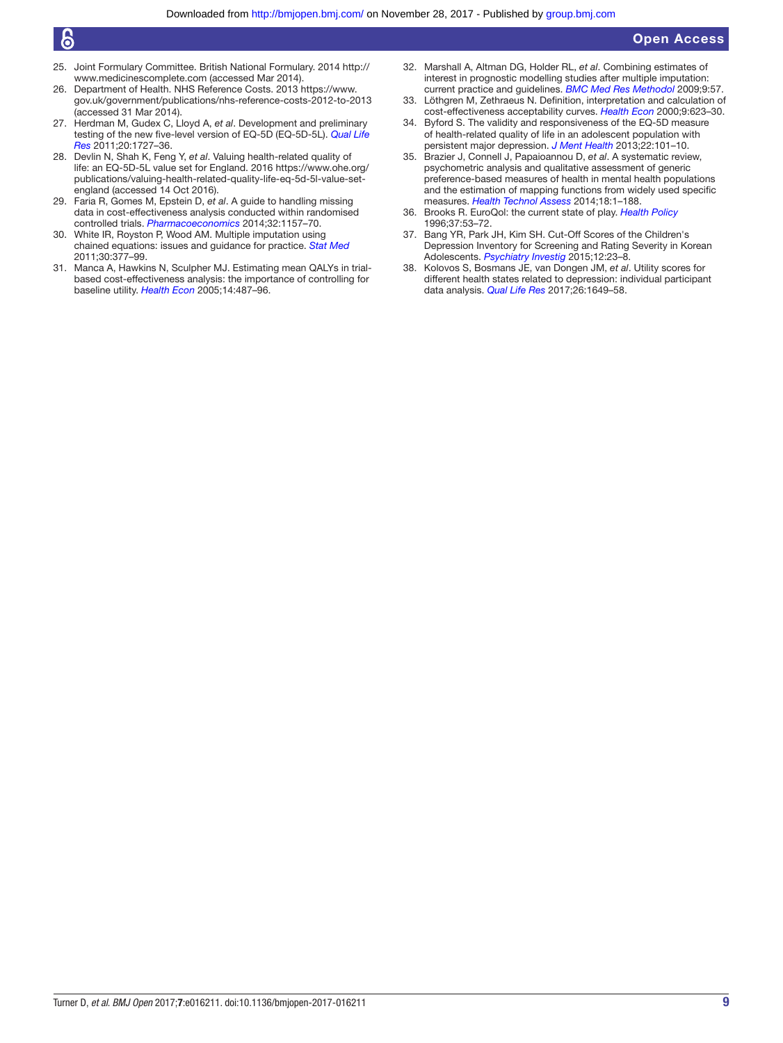25. Joint Formulary Committee. British National Formulary. 2014 http://www.medicinescomplete.com (accessed Mar 2014).
26. Department of Health. NHS Reference Costs. 2013 https://www.gov.uk/government/publications/nhs-reference-costs-2012-to-2013 (accessed 31 Mar 2014).
27. Herdman M, Gudex C, Lloyd A, *et al*. Development and preliminary testing of the new five-level version of EQ-5D (EQ-5D-5L). *Qual Life Res* 2011;20:1727–36.
28. Devlin N, Shah K, Feng Y, *et al*. Valuing health-related quality of life: an EQ-5D-5L value set for England. 2016 https://www.ohe.org/publications/valuing-health-related-quality-life-eq-5d-5l-value-set-england (accessed 14 Oct 2016).
29. Faria R, Gomes M, Epstein D, *et al*. A guide to handling missing data in cost-effectiveness analysis conducted within randomised controlled trials. *Pharmacoeconomics* 2014;32:1157–70.
30. White IR, Royston P, Wood AM. Multiple imputation using chained equations: issues and guidance for practice. *Stat Med* 2011;30:377–99.
31. Manca A, Hawkins N, Sculpher MJ. Estimating mean QALYs in trial-based cost-effectiveness analysis: the importance of controlling for baseline utility. *Health Econ* 2005;14:487–96.
32. Marshall A, Altman DG, Holder RL, *et al*. Combining estimates of interest in prognostic modelling studies after multiple imputation: current practice and guidelines. *BMC Med Res Methodol* 2009;9:57.
33. Löthgren M, Zethraeus N. Definition, interpretation and calculation of cost-effectiveness acceptability curves. *Health Econ* 2000;9:623–30.
34. Byford S. The validity and responsiveness of the EQ-5D measure of health-related quality of life in an adolescent population with persistent major depression. *J Ment Health* 2013;22:101–10.
35. Brazier J, Connell J, Papaioannou D, *et al*. A systematic review, psychometric analysis and qualitative assessment of generic preference-based measures of health in mental health populations and the estimation of mapping functions from widely used specific measures. *Health Technol Assess* 2014;18:1–188.
36. Brooks R. EuroQol: the current state of play. *Health Policy* 1996;37:53–72.
37. Bang YR, Park JH, Kim SH. Cut-Off Scores of the Children's Depression Inventory for Screening and Rating Severity in Korean Adolescents. *Psychiatry Investig* 2015;12:23–8.
38. Kolovos S, Bosmans JE, van Dongen JM, *et al*. Utility scores for different health states related to depression: individual participant data analysis. *Qual Life Res* 2017;26:1649–58.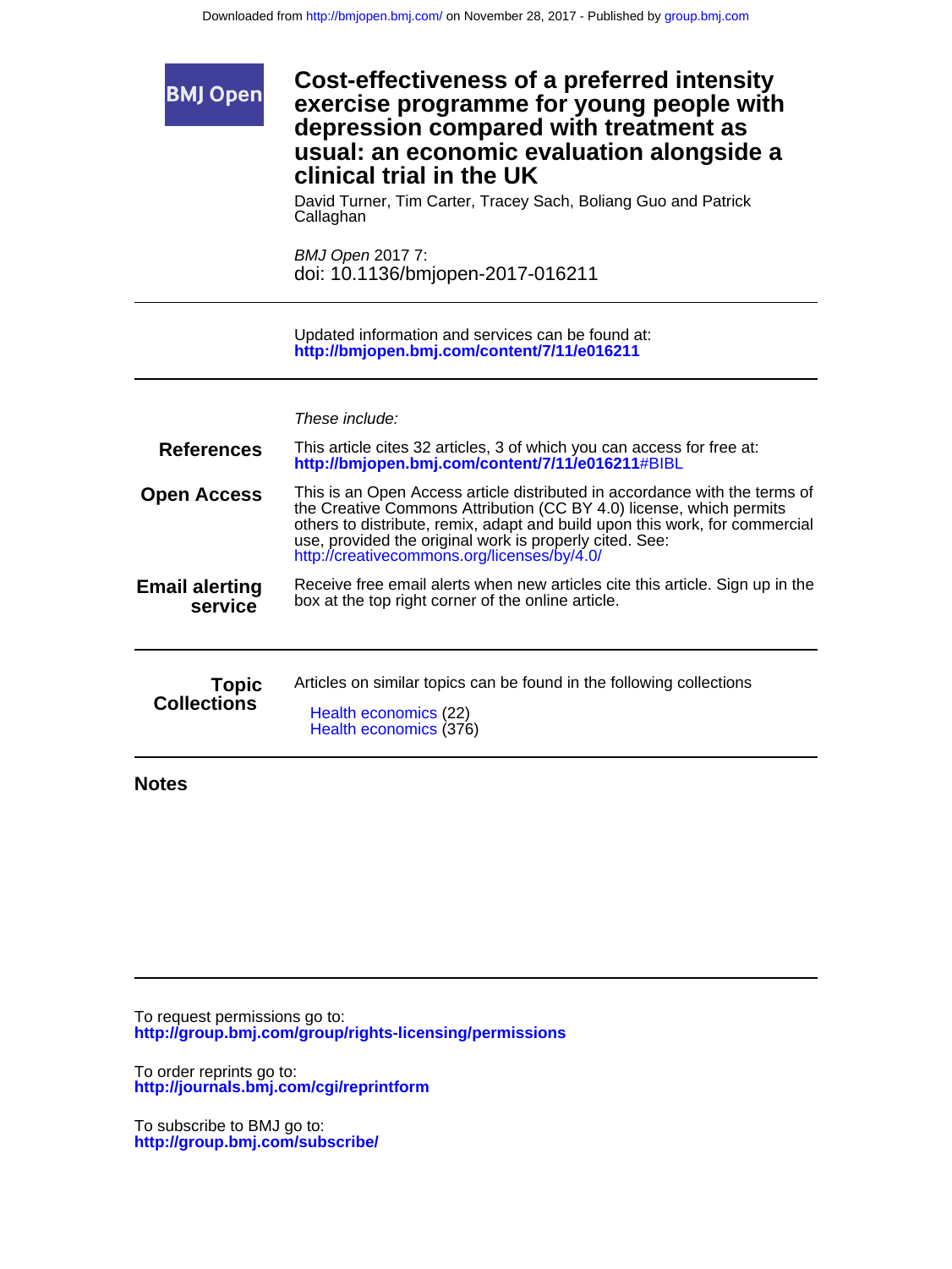Downloaded from http://bmjopen.bmj.com/ on November 28, 2017 - Published by group.bmj.com

BMJ Open

# Cost-effectiveness of a preferred intensity exercise programme for young people with depression compared with treatment as usual: an economic evaluation alongside a clinical trial in the UK

David Turner, Tim Carter, Tracey Sach, Boliang Guo and Patrick Callaghan

*BMJ Open* 2017 7:
doi: 10.1136/bmjopen-2017-016211

Updated information and services can be found at:
**http://bmjopen.bmj.com/content/7/11/e016211**

*These include:*

**References** This article cites 32 articles, 3 of which you can access for free at:
**http://bmjopen.bmj.com/content/7/11/e016211**#BIBL

**Open Access** This is an Open Access article distributed in accordance with the terms of the Creative Commons Attribution (CC BY 4.0) license, which permits others to distribute, remix, adapt and build upon this work, for commercial use, provided the original work is properly cited. See: http://creativecommons.org/licenses/by/4.0/

**Email alerting service** Receive free email alerts when new articles cite this article. Sign up in the box at the top right corner of the online article.

**Topic Collections** Articles on similar topics can be found in the following collections

- Health economics (22)
- Health economics (376)

## Notes

To request permissions go to:
**http://group.bmj.com/group/rights-licensing/permissions**

To order reprints go to:
**http://journals.bmj.com/cgi/reprintform**

To subscribe to BMJ go to:
**http://group.bmj.com/subscribe/**